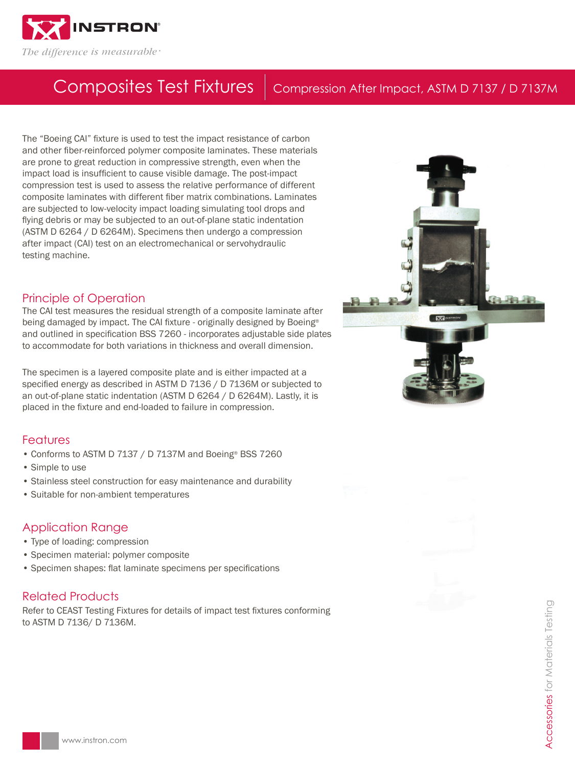# Composites Test Fixtures

## Compression After Impact, ASTM D 7137 / D 7137M

The "Boeing CAI" fixture is used to test the impact resistance of carbon and other fiber-reinforced polymer composite laminates. These materials are prone to great reduction in compressive strength, even when the impact load is insufficient to cause visible damage. The post-impact compression test is used to assess the relative performance of different composite laminates with different fiber matrix combinations. Laminates are subjected to low-velocity impact loading simulating tool drops and flying debris or may be subjected to an out-of-plane static indentation (ASTM D 6264 / D 6264M). Specimens then undergo a compression after impact (CAI) test on an electromechanical or servohydraulic testing machine.

### Principle of Operation

The CAI test measures the residual strength of a composite laminate after being damaged by impact. The CAI fixture - originally designed by Boeing® and outlined in specification BSS 7260 - incorporates adjustable side plates to accommodate for both variations in thickness and overall dimension.

The specimen is a layered composite plate and is either impacted at a specified energy as described in ASTM D 7136 / D 7136M or subjected to an out-of-plane static indentation (ASTM D 6264 / D 6264M). Lastly, it is placed in the fixture and end-loaded to failure in compression.

### Features

- Conforms to ASTM D 7137 / D 7137M and Boeing® BSS 7260
- Simple to use
- Stainless steel construction for easy maintenance and durability
- Suitable for non-ambient temperatures

### Application Range

- Type of loading: compression
- Specimen material: polymer composite
- Specimen shapes: flat laminate specimens per specifications

### Related Products

Refer to CEAST Testing Fixtures for details of impact test fixtures conforming to ASTM D 7136/ D 7136M.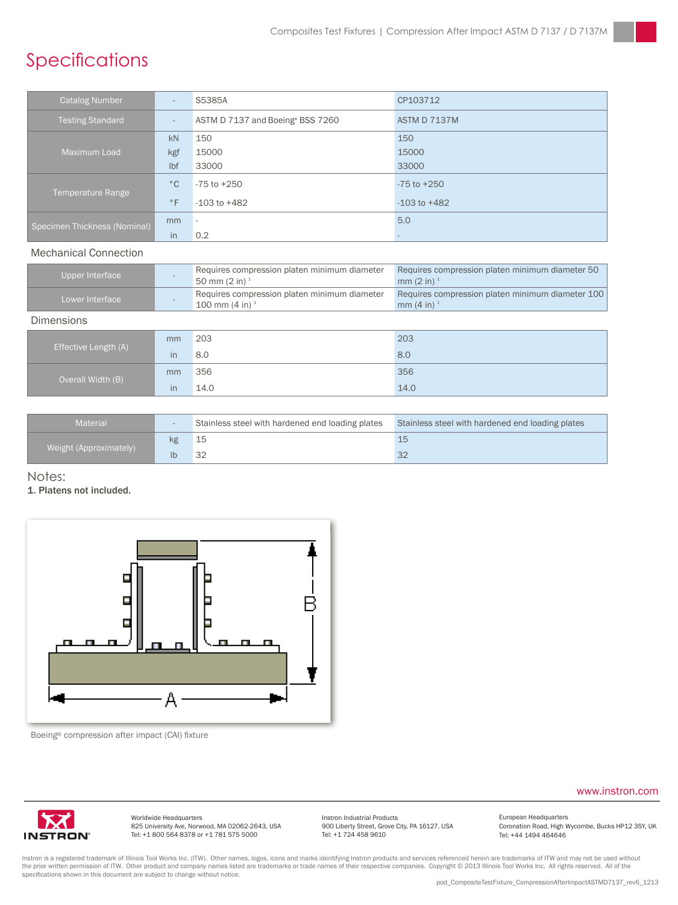# Specifications

| Catalog Number | - | S5385A | CP103712 |
|---|---|---|---|
| Testing Standard | - | ASTM D 7137 and Boeing® BSS 7260 | ASTM D 7137M |
| Maximum Load | kN | 150 | 150 |
| | kgf | 15000 | 15000 |
| | lbf | 33000 | 33000 |
| Temperature Range | °C | -75 to +250 | -75 to +250 |
| | °F | -103 to +482 | -103 to +482 |
| Specimen Thickness (Nominal) | mm | - | 5.0 |
| | in | 0.2 | - |

## Mechanical Connection

| | | | |
|---|---|---|---|
| Upper Interface | - | Requires compression platen minimum diameter 50 mm (2 in) [1] | Requires compression platen minimum diameter 50 mm (2 in) [1] |
| Lower Interface | - | Requires compression platen minimum diameter 100 mm (4 in) [1] | Requires compression platen minimum diameter 100 mm (4 in) [1] |

## Dimensions

| | | | |
|---|---|---|---|
| Effective Length (A) | mm | 203 | 203 |
| | in | 8.0 | 8.0 |
| Overall Width (B) | mm | 356 | 356 |
| | in | 14.0 | 14.0 |

| | | | |
|---|---|---|---|
| Material | - | Stainless steel with hardened end loading plates | Stainless steel with hardened end loading plates |
| Weight (Approximately) | kg | 15 | 15 |
| | lb | 32 | 32 |

Notes:

**1. Platens not included.**

B

A

Boeing® compression after impact (CAI) fixture

www.instron.com

INSTRON®

Worldwide Headquarters
825 University Ave, Norwood, MA 02062-2643, USA
Tel: +1 800 564 8378 or +1 781 575 5000

Instron Industrial Products
900 Liberty Street, Grove City, PA 16127, USA
Tel: +1 724 458 9610

European Headquarters
Coronation Road, High Wycombe, Bucks HP12 3SY, UK
Tel: +44 1494 464646

Instron is a registered trademark of Illinois Tool Works Inc. (ITW). Other names, logos, icons and marks identifying Instron products and services referenced herein are trademarks of ITW and may not be used without the prior written permission of ITW. Other product and company names listed are trademarks or trade names of their respective companies. Copyright © 2013 Illinois Tool Works Inc. All rights reserved. All of the specifications shown in this document are subject to change without notice.

pod_CompositeTestFixture_CompressionAfterImpactASTMD7137_rev6_1213